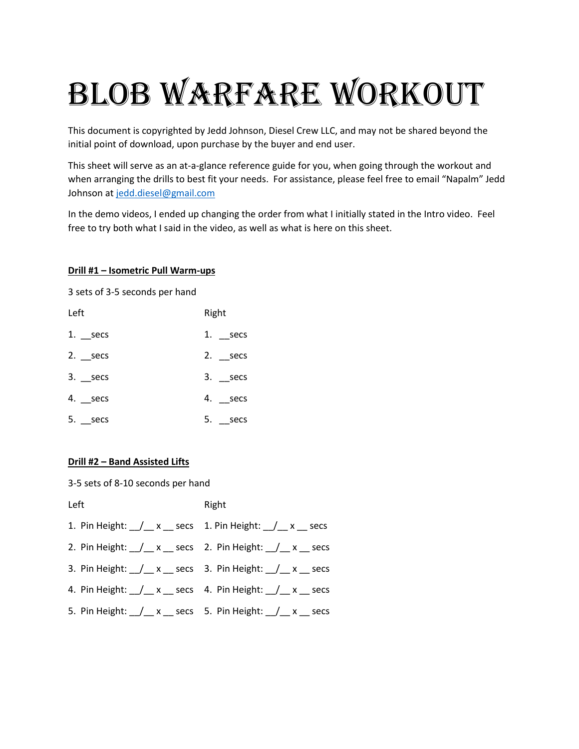# Blob Warfare Workout

This document is copyrighted by Jedd Johnson, Diesel Crew LLC, and may not be shared beyond the initial point of download, upon purchase by the buyer and end user.

This sheet will serve as an at-a-glance reference guide for you, when going through the workout and when arranging the drills to best fit your needs. For assistance, please feel free to email "Napalm" Jedd Johnson at [jedd.diesel@gmail.com](mailto:jedd.diesel@gmail.com)

In the demo videos, I ended up changing the order from what I initially stated in the Intro video. Feel free to try both what I said in the video, as well as what is here on this sheet.

**Drill #1 – Isometric Pull Warm-ups**

3 sets of 3-5 seconds per hand

| Left | Right |
|---|---|
| 1. __secs | 1. __secs |
| 2. __secs | 2. __secs |
| 3. __secs | 3. __secs |
| 4. __secs | 4. __secs |
| 5. __secs | 5. __secs |

**Drill #2 – Band Assisted Lifts**

3-5 sets of 8-10 seconds per hand

| Left | Right |
|---|---|
| 1. Pin Height: __/__ x __ secs | 1. Pin Height: __/__ x __ secs |
| 2. Pin Height: __/__ x __ secs | 2. Pin Height: __/__ x __ secs |
| 3. Pin Height: __/__ x __ secs | 3. Pin Height: __/__ x __ secs |
| 4. Pin Height: __/__ x __ secs | 4. Pin Height: __/__ x __ secs |
| 5. Pin Height: __/__ x __ secs | 5. Pin Height: __/__ x __ secs |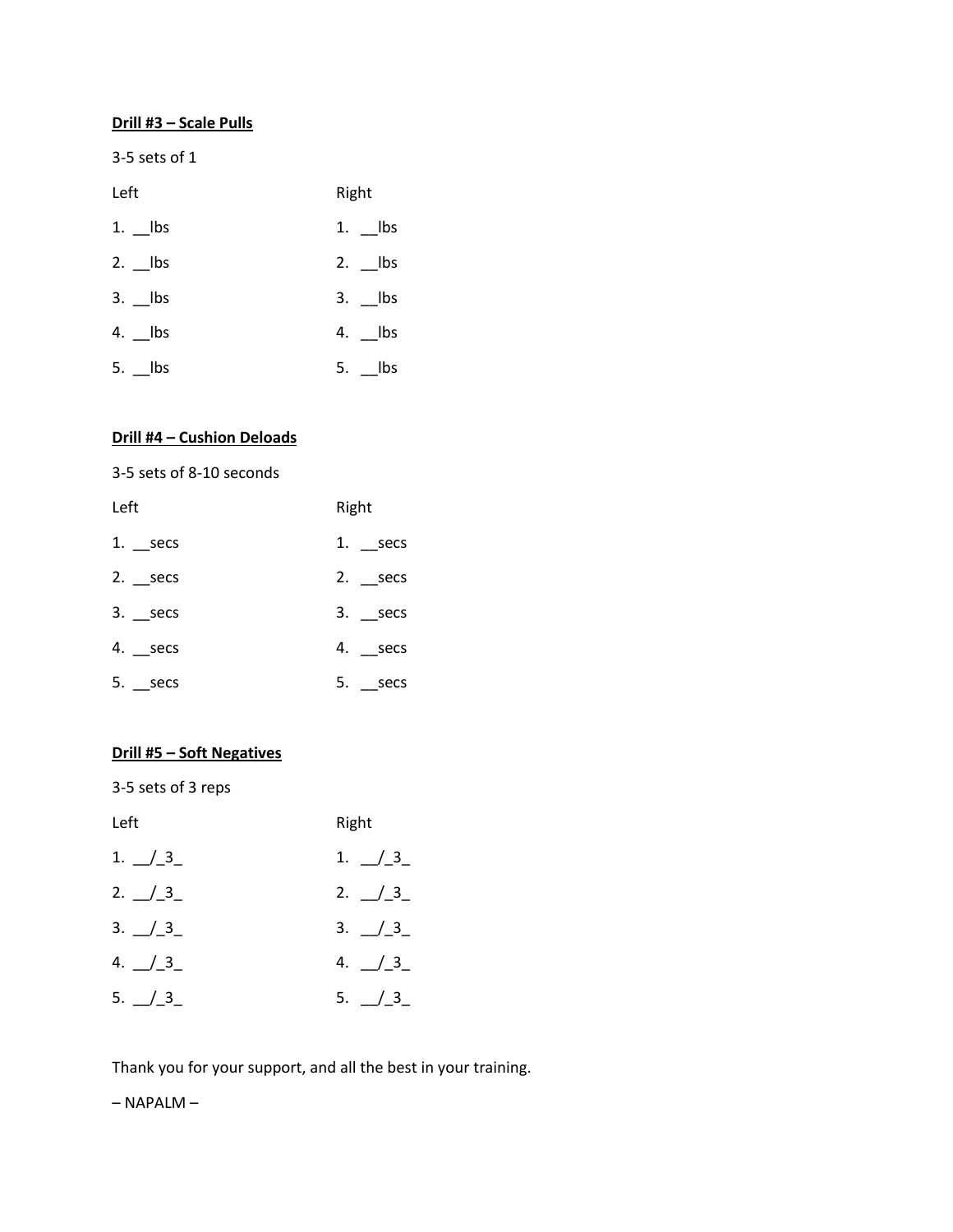**Drill #3 – Scale Pulls**

3-5 sets of 1

| Left | Right |
| --- | --- |
| 1. __lbs | 1. __lbs |
| 2. __lbs | 2. __lbs |
| 3. __lbs | 3. __lbs |
| 4. __lbs | 4. __lbs |
| 5. __lbs | 5. __lbs |

**Drill #4 – Cushion Deloads**

3-5 sets of 8-10 seconds

| Left | Right |
| --- | --- |
| 1. __secs | 1. __secs |
| 2. __secs | 2. __secs |
| 3. __secs | 3. __secs |
| 4. __secs | 4. __secs |
| 5. __secs | 5. __secs |

**Drill #5 – Soft Negatives**

3-5 sets of 3 reps

| Left | Right |
| --- | --- |
| 1. __/_3_ | 1. __/_3_ |
| 2. __/_3_ | 2. __/_3_ |
| 3. __/_3_ | 3. __/_3_ |
| 4. __/_3_ | 4. __/_3_ |
| 5. __/_3_ | 5. __/_3_ |

Thank you for your support, and all the best in your training.

– NAPALM –